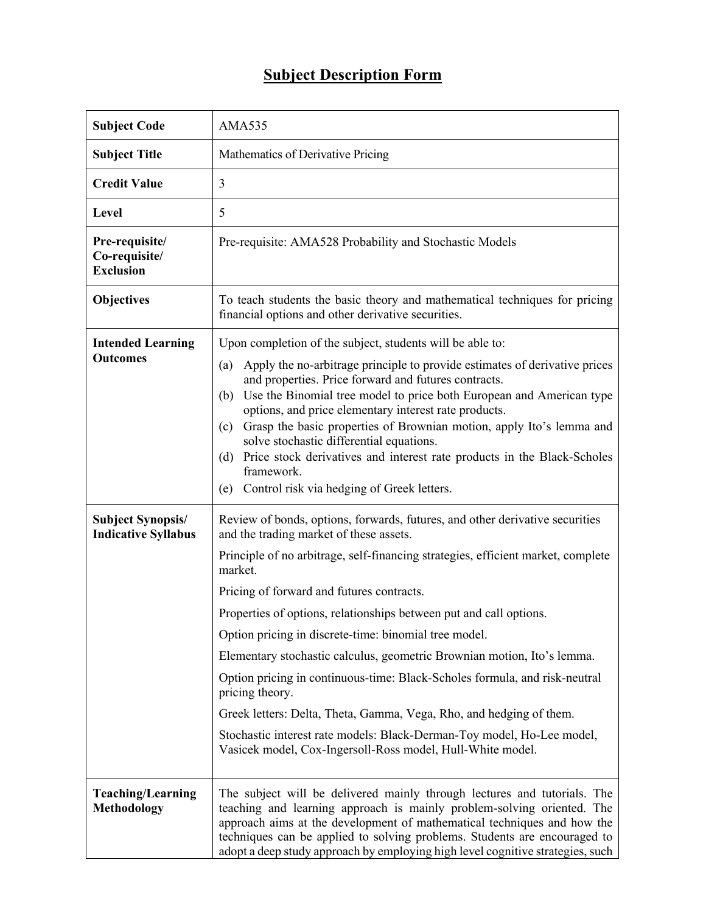# Subject Description Form

| | |
|---|---|
| **Subject Code** | AMA535 |
| **Subject Title** | Mathematics of Derivative Pricing |
| **Credit Value** | 3 |
| **Level** | 5 |
| **Pre-requisite/ Co-requisite/ Exclusion** | Pre-requisite: AMA528 Probability and Stochastic Models |
| **Objectives** | To teach students the basic theory and mathematical techniques for pricing financial options and other derivative securities. |
| **Intended Learning Outcomes** | Upon completion of the subject, students will be able to:<br>(a) Apply the no-arbitrage principle to provide estimates of derivative prices and properties. Price forward and futures contracts.<br>(b) Use the Binomial tree model to price both European and American type options, and price elementary interest rate products.<br>(c) Grasp the basic properties of Brownian motion, apply Ito's lemma and solve stochastic differential equations.<br>(d) Price stock derivatives and interest rate products in the Black-Scholes framework.<br>(e) Control risk via hedging of Greek letters. |
| **Subject Synopsis/ Indicative Syllabus** | Review of bonds, options, forwards, futures, and other derivative securities and the trading market of these assets.<br><br>Principle of no arbitrage, self-financing strategies, efficient market, complete market.<br><br>Pricing of forward and futures contracts.<br><br>Properties of options, relationships between put and call options.<br><br>Option pricing in discrete-time: binomial tree model.<br><br>Elementary stochastic calculus, geometric Brownian motion, Ito's lemma.<br><br>Option pricing in continuous-time: Black-Scholes formula, and risk-neutral pricing theory.<br><br>Greek letters: Delta, Theta, Gamma, Vega, Rho, and hedging of them.<br><br>Stochastic interest rate models: Black-Derman-Toy model, Ho-Lee model, Vasicek model, Cox-Ingersoll-Ross model, Hull-White model. |
| **Teaching/Learning Methodology** | The subject will be delivered mainly through lectures and tutorials. The teaching and learning approach is mainly problem-solving oriented. The approach aims at the development of mathematical techniques and how the techniques can be applied to solving problems. Students are encouraged to adopt a deep study approach by employing high level cognitive strategies, such |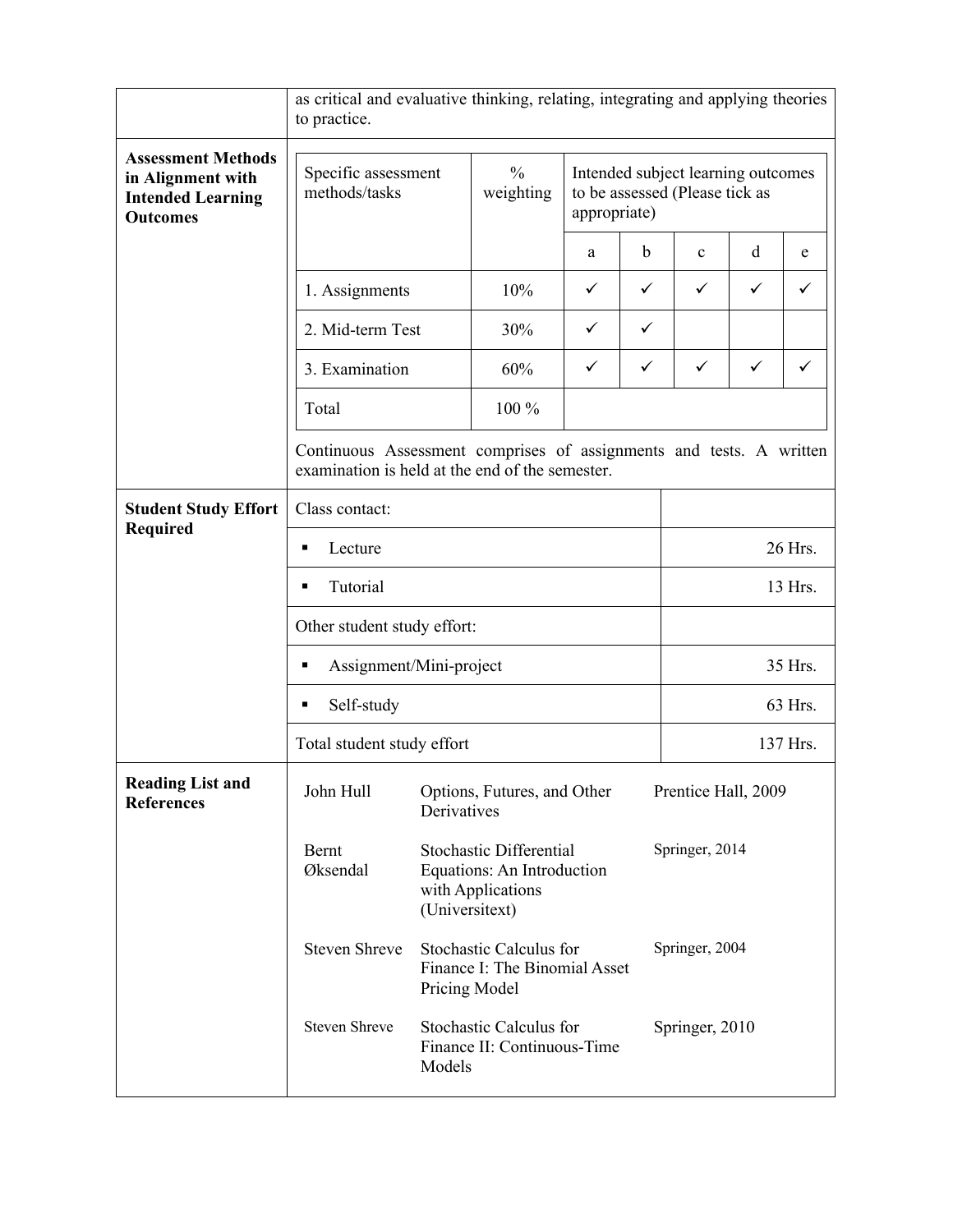| | |
|---|---|
| | as critical and evaluative thinking, relating, integrating and applying theories to practice. |

**Assessment Methods in Alignment with Intended Learning Outcomes**

| Specific assessment methods/tasks | % weighting | Intended subject learning outcomes to be assessed (Please tick as appropriate) | | | | |
|---|---|---|---|---|---|---|
| | | a | b | c | d | e |
| 1. Assignments | 10% | ✓ | ✓ | ✓ | ✓ | ✓ |
| 2. Mid-term Test | 30% | ✓ | ✓ | | | |
| 3. Examination | 60% | ✓ | ✓ | ✓ | ✓ | ✓ |
| Total | 100 % | | | | | |

Continuous Assessment comprises of assignments and tests. A written examination is held at the end of the semester.

**Student Study Effort Required**

| | |
|---|---|
| Class contact: | |
| ▪ Lecture | 26 Hrs. |
| ▪ Tutorial | 13 Hrs. |
| Other student study effort: | |
| ▪ Assignment/Mini-project | 35 Hrs. |
| ▪ Self-study | 63 Hrs. |
| Total student study effort | 137 Hrs. |

**Reading List and References**

| | | |
|---|---|---|
| John Hull | Options, Futures, and Other Derivatives | Prentice Hall, 2009 |
| Bernt Øksendal | Stochastic Differential Equations: An Introduction with Applications (Universitext) | Springer, 2014 |
| Steven Shreve | Stochastic Calculus for Finance I: The Binomial Asset Pricing Model | Springer, 2004 |
| Steven Shreve | Stochastic Calculus for Finance II: Continuous-Time Models | Springer, 2010 |